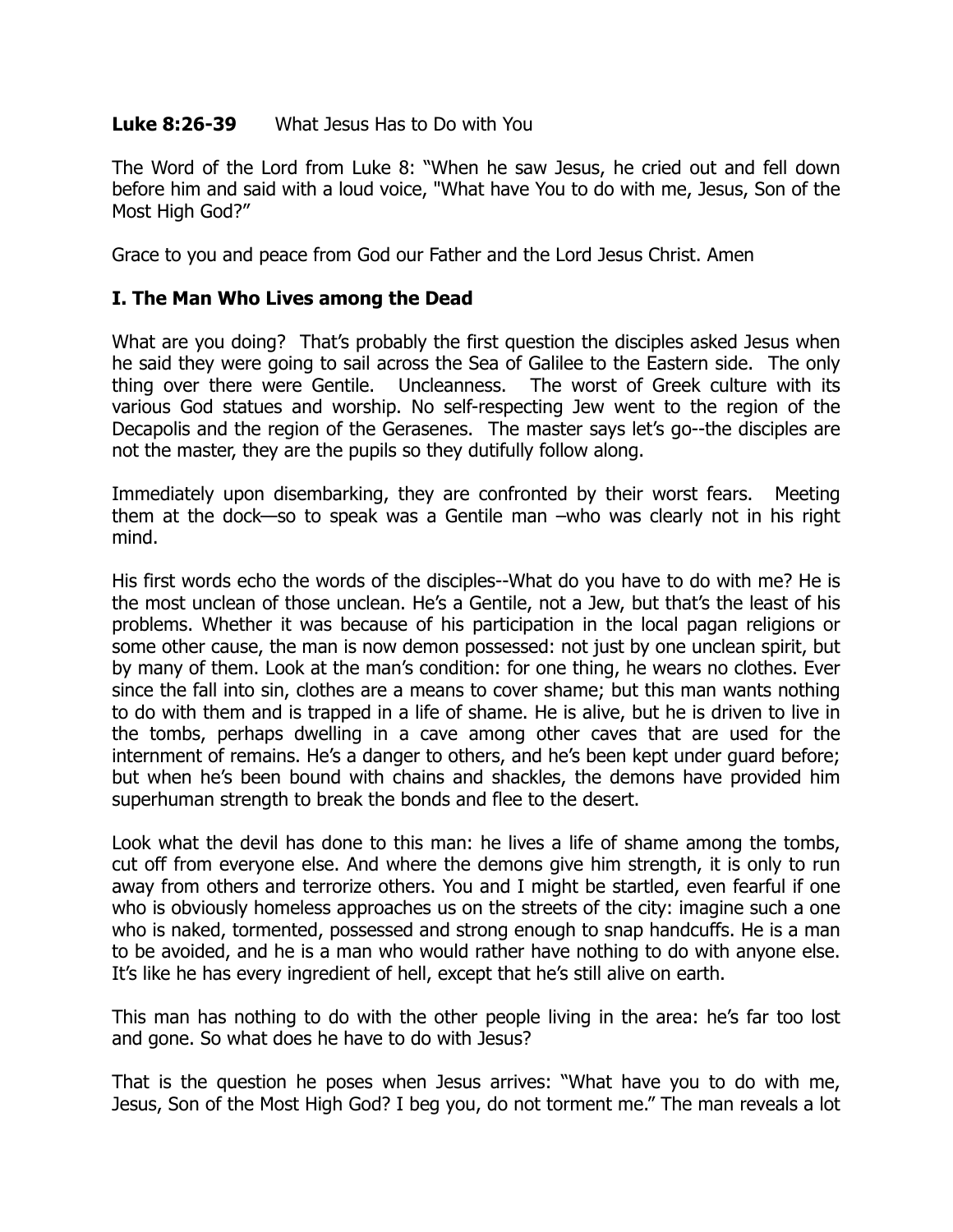**Luke 8:26-39** What Jesus Has to Do with You

The Word of the Lord from Luke 8: "When he saw Jesus, he cried out and fell down before him and said with a loud voice, "What have You to do with me, Jesus, Son of the Most High God?"

Grace to you and peace from God our Father and the Lord Jesus Christ. Amen

## I. The Man Who Lives among the Dead

What are you doing? That's probably the first question the disciples asked Jesus when he said they were going to sail across the Sea of Galilee to the Eastern side. The only thing over there were Gentile. Uncleanness. The worst of Greek culture with its various God statues and worship. No self-respecting Jew went to the region of the Decapolis and the region of the Gerasenes. The master says let's go--the disciples are not the master, they are the pupils so they dutifully follow along.

Immediately upon disembarking, they are confronted by their worst fears. Meeting them at the dock—so to speak was a Gentile man –who was clearly not in his right mind.

His first words echo the words of the disciples--What do you have to do with me? He is the most unclean of those unclean. He's a Gentile, not a Jew, but that's the least of his problems. Whether it was because of his participation in the local pagan religions or some other cause, the man is now demon possessed: not just by one unclean spirit, but by many of them. Look at the man's condition: for one thing, he wears no clothes. Ever since the fall into sin, clothes are a means to cover shame; but this man wants nothing to do with them and is trapped in a life of shame. He is alive, but he is driven to live in the tombs, perhaps dwelling in a cave among other caves that are used for the internment of remains. He's a danger to others, and he's been kept under guard before; but when he's been bound with chains and shackles, the demons have provided him superhuman strength to break the bonds and flee to the desert.

Look what the devil has done to this man: he lives a life of shame among the tombs, cut off from everyone else. And where the demons give him strength, it is only to run away from others and terrorize others. You and I might be startled, even fearful if one who is obviously homeless approaches us on the streets of the city: imagine such a one who is naked, tormented, possessed and strong enough to snap handcuffs. He is a man to be avoided, and he is a man who would rather have nothing to do with anyone else. It's like he has every ingredient of hell, except that he's still alive on earth.

This man has nothing to do with the other people living in the area: he's far too lost and gone. So what does he have to do with Jesus?

That is the question he poses when Jesus arrives: "What have you to do with me, Jesus, Son of the Most High God? I beg you, do not torment me." The man reveals a lot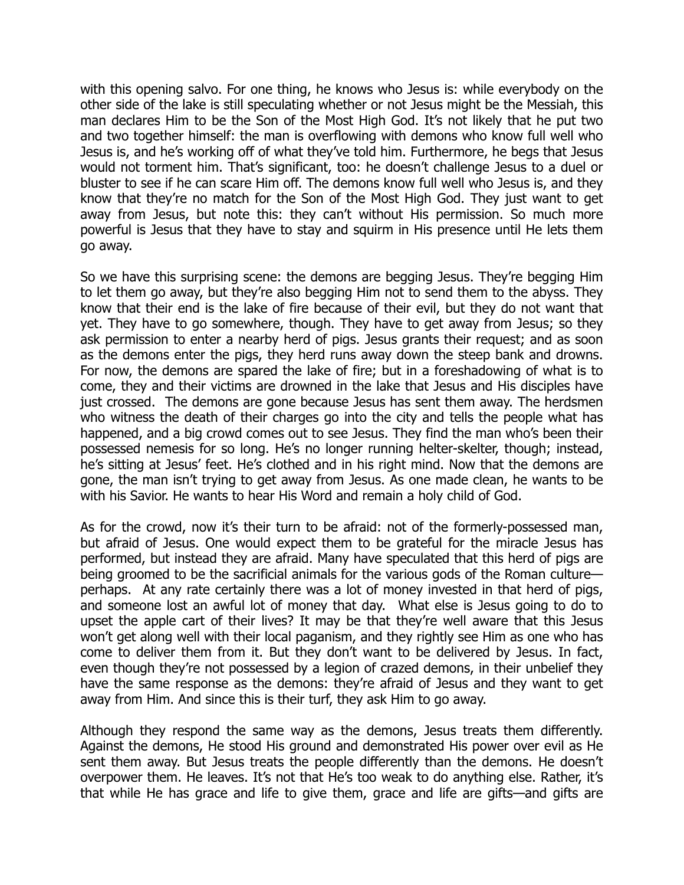with this opening salvo. For one thing, he knows who Jesus is: while everybody on the other side of the lake is still speculating whether or not Jesus might be the Messiah, this man declares Him to be the Son of the Most High God. It's not likely that he put two and two together himself: the man is overflowing with demons who know full well who Jesus is, and he's working off of what they've told him. Furthermore, he begs that Jesus would not torment him. That's significant, too: he doesn't challenge Jesus to a duel or bluster to see if he can scare Him off. The demons know full well who Jesus is, and they know that they're no match for the Son of the Most High God. They just want to get away from Jesus, but note this: they can't without His permission. So much more powerful is Jesus that they have to stay and squirm in His presence until He lets them go away.

So we have this surprising scene: the demons are begging Jesus. They're begging Him to let them go away, but they're also begging Him not to send them to the abyss. They know that their end is the lake of fire because of their evil, but they do not want that yet. They have to go somewhere, though. They have to get away from Jesus; so they ask permission to enter a nearby herd of pigs. Jesus grants their request; and as soon as the demons enter the pigs, they herd runs away down the steep bank and drowns. For now, the demons are spared the lake of fire; but in a foreshadowing of what is to come, they and their victims are drowned in the lake that Jesus and His disciples have just crossed. The demons are gone because Jesus has sent them away. The herdsmen who witness the death of their charges go into the city and tells the people what has happened, and a big crowd comes out to see Jesus. They find the man who's been their possessed nemesis for so long. He's no longer running helter-skelter, though; instead, he's sitting at Jesus' feet. He's clothed and in his right mind. Now that the demons are gone, the man isn't trying to get away from Jesus. As one made clean, he wants to be with his Savior. He wants to hear His Word and remain a holy child of God.

As for the crowd, now it's their turn to be afraid: not of the formerly-possessed man, but afraid of Jesus. One would expect them to be grateful for the miracle Jesus has performed, but instead they are afraid. Many have speculated that this herd of pigs are being groomed to be the sacrificial animals for the various gods of the Roman culture—perhaps. At any rate certainly there was a lot of money invested in that herd of pigs, and someone lost an awful lot of money that day. What else is Jesus going to do to upset the apple cart of their lives? It may be that they're well aware that this Jesus won't get along well with their local paganism, and they rightly see Him as one who has come to deliver them from it. But they don't want to be delivered by Jesus. In fact, even though they're not possessed by a legion of crazed demons, in their unbelief they have the same response as the demons: they're afraid of Jesus and they want to get away from Him. And since this is their turf, they ask Him to go away.

Although they respond the same way as the demons, Jesus treats them differently. Against the demons, He stood His ground and demonstrated His power over evil as He sent them away. But Jesus treats the people differently than the demons. He doesn't overpower them. He leaves. It's not that He's too weak to do anything else. Rather, it's that while He has grace and life to give them, grace and life are gifts—and gifts are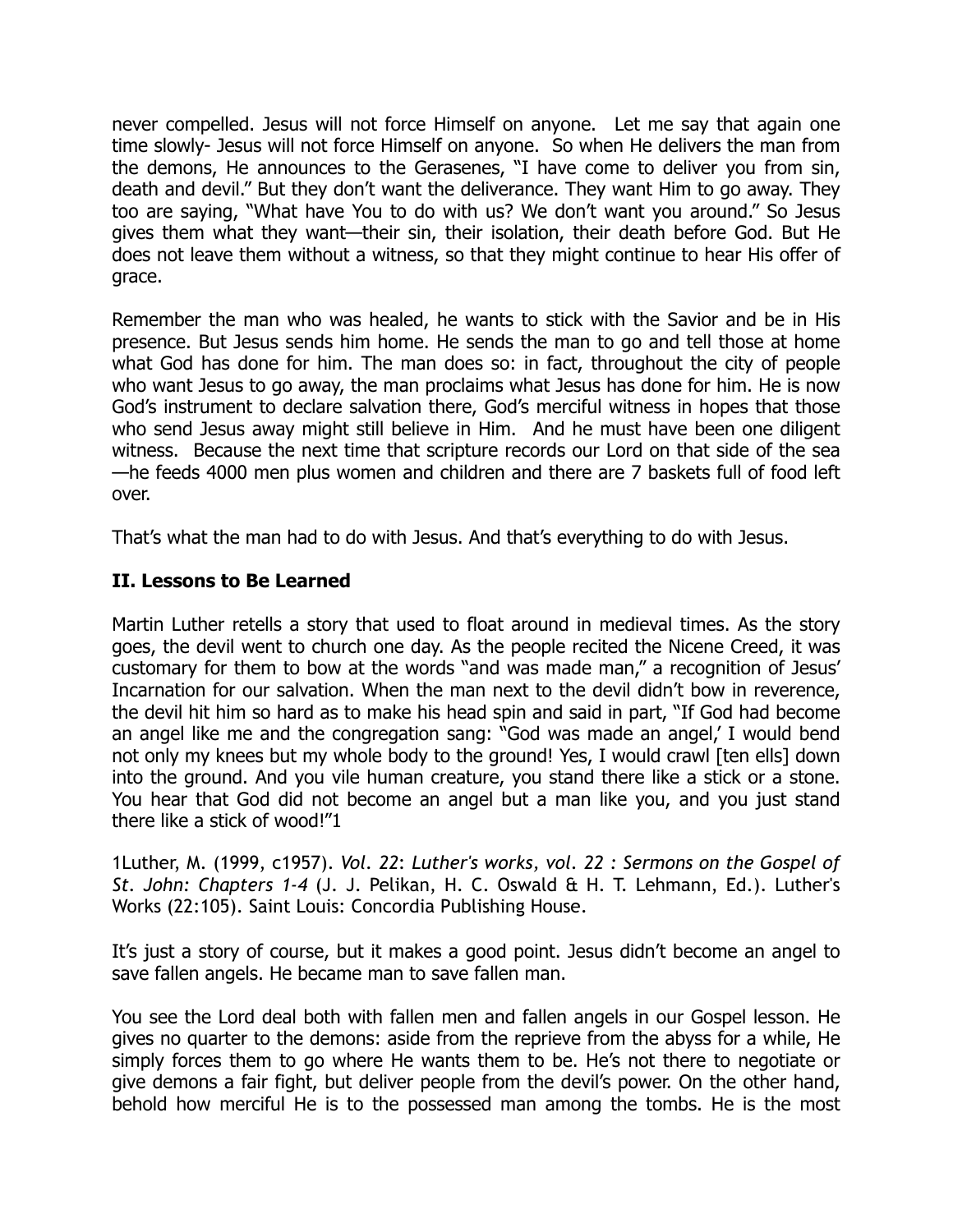never compelled. Jesus will not force Himself on anyone. Let me say that again one time slowly- Jesus will not force Himself on anyone. So when He delivers the man from the demons, He announces to the Gerasenes, "I have come to deliver you from sin, death and devil." But they don't want the deliverance. They want Him to go away. They too are saying, "What have You to do with us? We don't want you around." So Jesus gives them what they want—their sin, their isolation, their death before God. But He does not leave them without a witness, so that they might continue to hear His offer of grace.

Remember the man who was healed, he wants to stick with the Savior and be in His presence. But Jesus sends him home. He sends the man to go and tell those at home what God has done for him. The man does so: in fact, throughout the city of people who want Jesus to go away, the man proclaims what Jesus has done for him. He is now God's instrument to declare salvation there, God's merciful witness in hopes that those who send Jesus away might still believe in Him. And he must have been one diligent witness. Because the next time that scripture records our Lord on that side of the sea—he feeds 4000 men plus women and children and there are 7 baskets full of food left over.

That's what the man had to do with Jesus. And that's everything to do with Jesus.

## II. Lessons to Be Learned

Martin Luther retells a story that used to float around in medieval times. As the story goes, the devil went to church one day. As the people recited the Nicene Creed, it was customary for them to bow at the words "and was made man," a recognition of Jesus' Incarnation for our salvation. When the man next to the devil didn't bow in reverence, the devil hit him so hard as to make his head spin and said in part, "If God had become an angel like me and the congregation sang: "God was made an angel,' I would bend not only my knees but my whole body to the ground! Yes, I would crawl [ten ells] down into the ground. And you vile human creature, you stand there like a stick or a stone. You hear that God did not become an angel but a man like you, and you just stand there like a stick of wood!"[1]

1Luther, M. (1999, c1957). *Vol. 22*: *Luther's works, vol. 22 : Sermons on the Gospel of St. John: Chapters 1-4* (J. J. Pelikan, H. C. Oswald & H. T. Lehmann, Ed.). Luther's Works (22:105). Saint Louis: Concordia Publishing House.

It's just a story of course, but it makes a good point. Jesus didn't become an angel to save fallen angels. He became man to save fallen man.

You see the Lord deal both with fallen men and fallen angels in our Gospel lesson. He gives no quarter to the demons: aside from the reprieve from the abyss for a while, He simply forces them to go where He wants them to be. He's not there to negotiate or give demons a fair fight, but deliver people from the devil's power. On the other hand, behold how merciful He is to the possessed man among the tombs. He is the most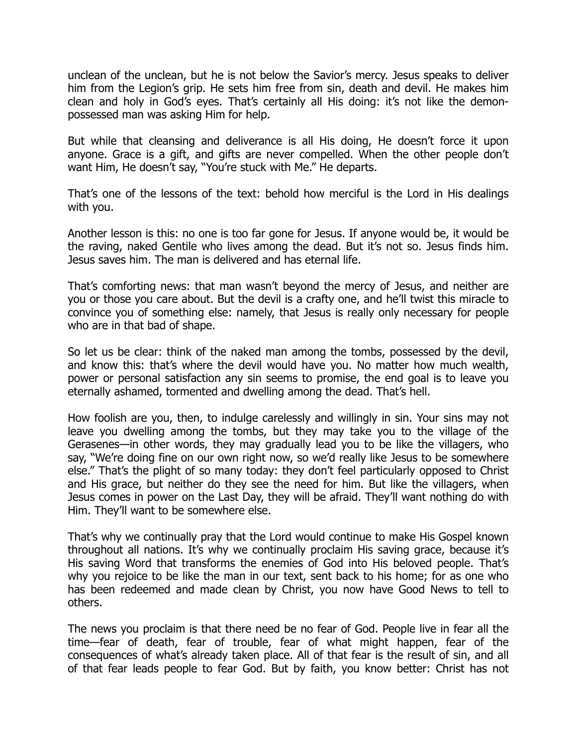unclean of the unclean, but he is not below the Savior's mercy. Jesus speaks to deliver him from the Legion's grip. He sets him free from sin, death and devil. He makes him clean and holy in God's eyes. That's certainly all His doing: it's not like the demon-possessed man was asking Him for help.

But while that cleansing and deliverance is all His doing, He doesn't force it upon anyone. Grace is a gift, and gifts are never compelled. When the other people don't want Him, He doesn't say, "You're stuck with Me." He departs.

That's one of the lessons of the text: behold how merciful is the Lord in His dealings with you.

Another lesson is this: no one is too far gone for Jesus. If anyone would be, it would be the raving, naked Gentile who lives among the dead. But it's not so. Jesus finds him. Jesus saves him. The man is delivered and has eternal life.

That's comforting news: that man wasn't beyond the mercy of Jesus, and neither are you or those you care about. But the devil is a crafty one, and he'll twist this miracle to convince you of something else: namely, that Jesus is really only necessary for people who are in that bad of shape.

So let us be clear: think of the naked man among the tombs, possessed by the devil, and know this: that's where the devil would have you. No matter how much wealth, power or personal satisfaction any sin seems to promise, the end goal is to leave you eternally ashamed, tormented and dwelling among the dead. That's hell.

How foolish are you, then, to indulge carelessly and willingly in sin. Your sins may not leave you dwelling among the tombs, but they may take you to the village of the Gerasenes—in other words, they may gradually lead you to be like the villagers, who say, "We're doing fine on our own right now, so we'd really like Jesus to be somewhere else." That's the plight of so many today: they don't feel particularly opposed to Christ and His grace, but neither do they see the need for him. But like the villagers, when Jesus comes in power on the Last Day, they will be afraid. They'll want nothing do with Him. They'll want to be somewhere else.

That's why we continually pray that the Lord would continue to make His Gospel known throughout all nations. It's why we continually proclaim His saving grace, because it's His saving Word that transforms the enemies of God into His beloved people. That's why you rejoice to be like the man in our text, sent back to his home; for as one who has been redeemed and made clean by Christ, you now have Good News to tell to others.

The news you proclaim is that there need be no fear of God. People live in fear all the time—fear of death, fear of trouble, fear of what might happen, fear of the consequences of what's already taken place. All of that fear is the result of sin, and all of that fear leads people to fear God. But by faith, you know better: Christ has not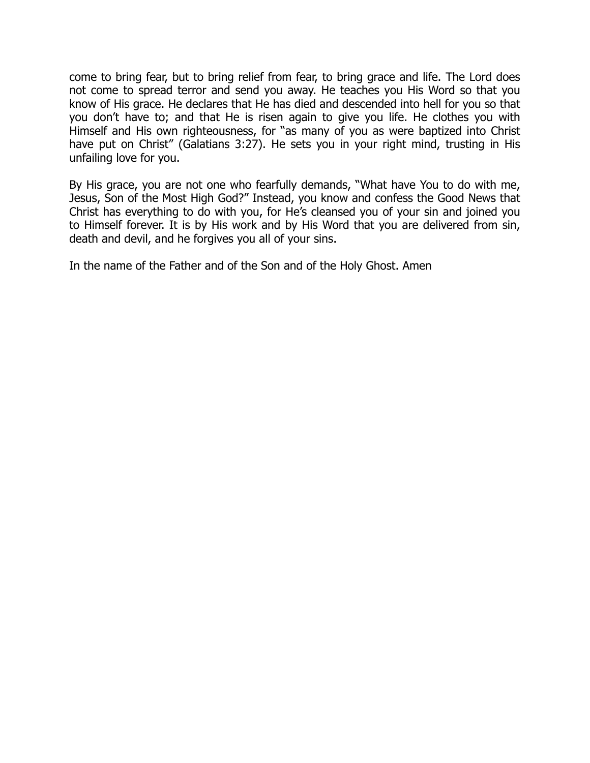come to bring fear, but to bring relief from fear, to bring grace and life. The Lord does not come to spread terror and send you away. He teaches you His Word so that you know of His grace. He declares that He has died and descended into hell for you so that you don't have to; and that He is risen again to give you life. He clothes you with Himself and His own righteousness, for "as many of you as were baptized into Christ have put on Christ" (Galatians 3:27). He sets you in your right mind, trusting in His unfailing love for you.

By His grace, you are not one who fearfully demands, "What have You to do with me, Jesus, Son of the Most High God?" Instead, you know and confess the Good News that Christ has everything to do with you, for He's cleansed you of your sin and joined you to Himself forever. It is by His work and by His Word that you are delivered from sin, death and devil, and he forgives you all of your sins.

In the name of the Father and of the Son and of the Holy Ghost. Amen